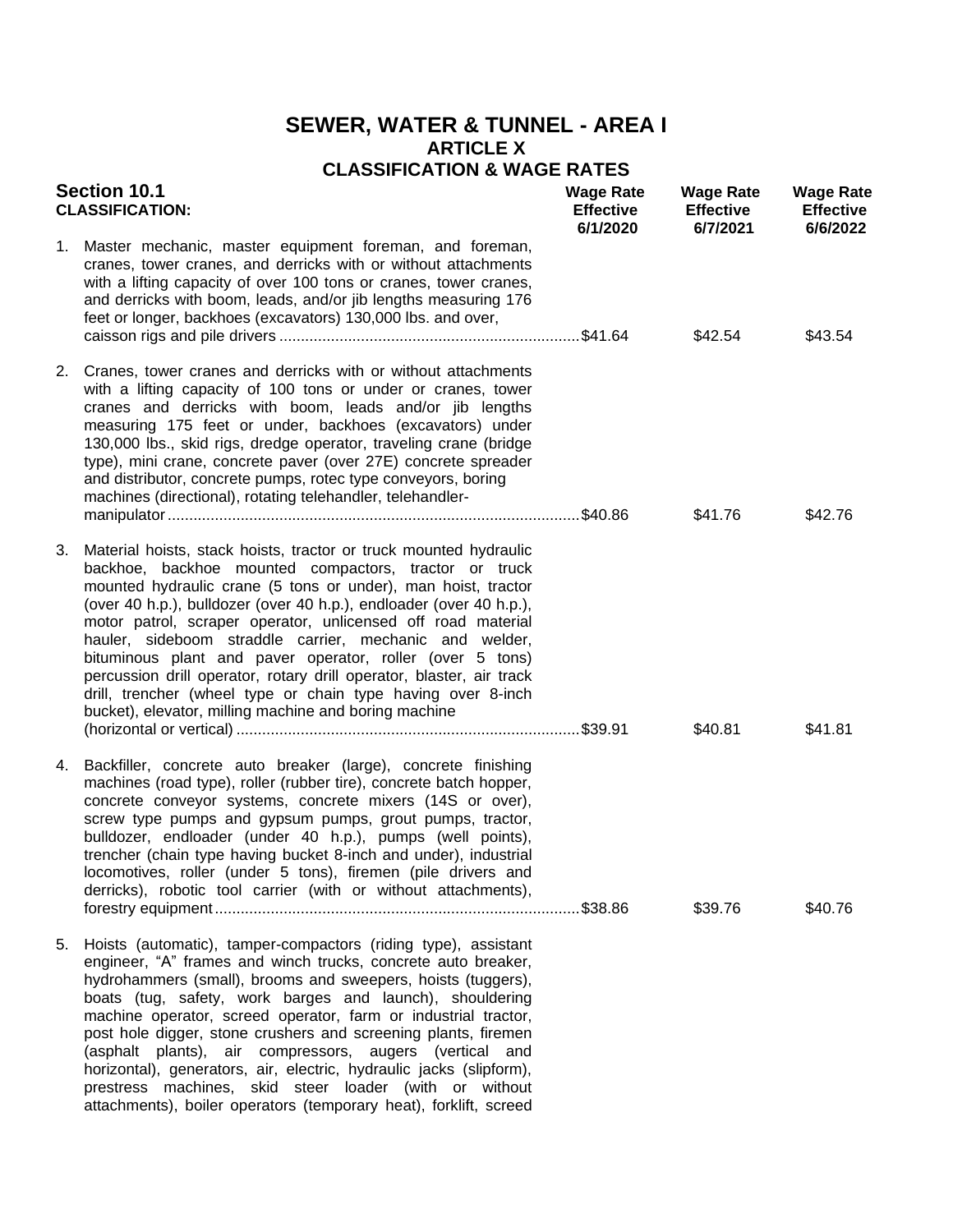# SEWER, WATER & TUNNEL - AREA I

## ARTICLE X

## CLASSIFICATION & WAGE RATES

| **Section 10.1** **CLASSIFICATION:** | **Wage Rate Effective 6/1/2020** | **Wage Rate Effective 6/7/2021** | **Wage Rate Effective 6/6/2022** |
|---|---|---|---|
| 1. Master mechanic, master equipment foreman, and foreman, cranes, tower cranes, and derricks with or without attachments with a lifting capacity of over 100 tons or cranes, tower cranes, and derricks with boom, leads, and/or jib lengths measuring 176 feet or longer, backhoes (excavators) 130,000 lbs. and over, caisson rigs and pile drivers | $41.64 | $42.54 | $43.54 |
| 2. Cranes, tower cranes and derricks with or without attachments with a lifting capacity of 100 tons or under or cranes, tower cranes and derricks with boom, leads and/or jib lengths measuring 175 feet or under, backhoes (excavators) under 130,000 lbs., skid rigs, dredge operator, traveling crane (bridge type), mini crane, concrete paver (over 27E) concrete spreader and distributor, concrete pumps, rotec type conveyors, boring machines (directional), rotating telehandler, telehandler-manipulator | $40.86 | $41.76 | $42.76 |
| 3. Material hoists, stack hoists, tractor or truck mounted hydraulic backhoe, backhoe mounted compactors, tractor or truck mounted hydraulic crane (5 tons or under), man hoist, tractor (over 40 h.p.), bulldozer (over 40 h.p.), endloader (over 40 h.p.), motor patrol, scraper operator, unlicensed off road material hauler, sideboom straddle carrier, mechanic and welder, bituminous plant and paver operator, roller (over 5 tons) percussion drill operator, rotary drill operator, blaster, air track drill, trencher (wheel type or chain type having over 8-inch bucket), elevator, milling machine and boring machine (horizontal or vertical) | $39.91 | $40.81 | $41.81 |
| 4. Backfiller, concrete auto breaker (large), concrete finishing machines (road type), roller (rubber tire), concrete batch hopper, concrete conveyor systems, concrete mixers (14S or over), screw type pumps and gypsum pumps, grout pumps, tractor, bulldozer, endloader (under 40 h.p.), pumps (well points), trencher (chain type having bucket 8-inch and under), industrial locomotives, roller (under 5 tons), firemen (pile drivers and derricks), robotic tool carrier (with or without attachments), forestry equipment | $38.86 | $39.76 | $40.76 |
| 5. Hoists (automatic), tamper-compactors (riding type), assistant engineer, "A" frames and winch trucks, concrete auto breaker, hydrohammers (small), brooms and sweepers, hoists (tuggers), boats (tug, safety, work barges and launch), shouldering machine operator, screed operator, farm or industrial tractor, post hole digger, stone crushers and screening plants, firemen (asphalt plants), air compressors, augers (vertical and horizontal), generators, air, electric, hydraulic jacks (slipform), prestress machines, skid steer loader (with or without attachments), boiler operators (temporary heat), forklift, screed | | | |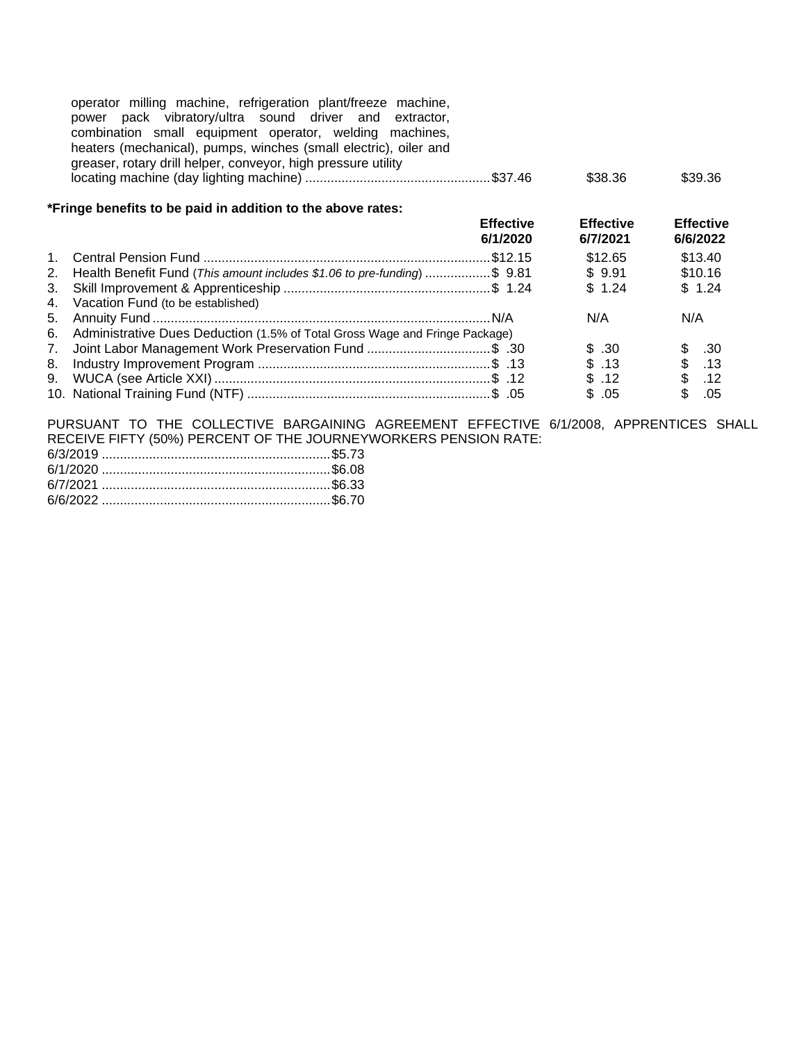| | | | |
|---|---|---|---|
| operator milling machine, refrigeration plant/freeze machine, power pack vibratory/ultra sound driver and extractor, combination small equipment operator, welding machines, heaters (mechanical), pumps, winches (small electric), oiler and greaser, rotary drill helper, conveyor, high pressure utility locating machine (day lighting machine) | $37.46 | $38.36 | $39.36 |

**\*Fringe benefits to be paid in addition to the above rates:**

| | Effective 6/1/2020 | Effective 6/7/2021 | Effective 6/6/2022 |
|---|---|---|---|
| 1. Central Pension Fund | $12.15 | $12.65 | $13.40 |
| 2. Health Benefit Fund (*This amount includes $1.06 to pre-funding*) | $ 9.81 | $ 9.91 | $10.16 |
| 3. Skill Improvement & Apprenticeship | $ 1.24 | $ 1.24 | $ 1.24 |
| 4. Vacation Fund (to be established) | | | |
| 5. Annuity Fund | N/A | N/A | N/A |
| 6. Administrative Dues Deduction (1.5% of Total Gross Wage and Fringe Package) | | | |
| 7. Joint Labor Management Work Preservation Fund | $ .30 | $ .30 | $ .30 |
| 8. Industry Improvement Program | $ .13 | $ .13 | $ .13 |
| 9. WUCA (see Article XXI) | $ .12 | $ .12 | $ .12 |
| 10. National Training Fund (NTF) | $ .05 | $ .05 | $ .05 |

PURSUANT TO THE COLLECTIVE BARGAINING AGREEMENT EFFECTIVE 6/1/2008, APPRENTICES SHALL RECEIVE FIFTY (50%) PERCENT OF THE JOURNEYWORKERS PENSION RATE:

| | |
|---|---|
| 6/3/2019 | $5.73 |
| 6/1/2020 | $6.08 |
| 6/7/2021 | $6.33 |
| 6/6/2022 | $6.70 |